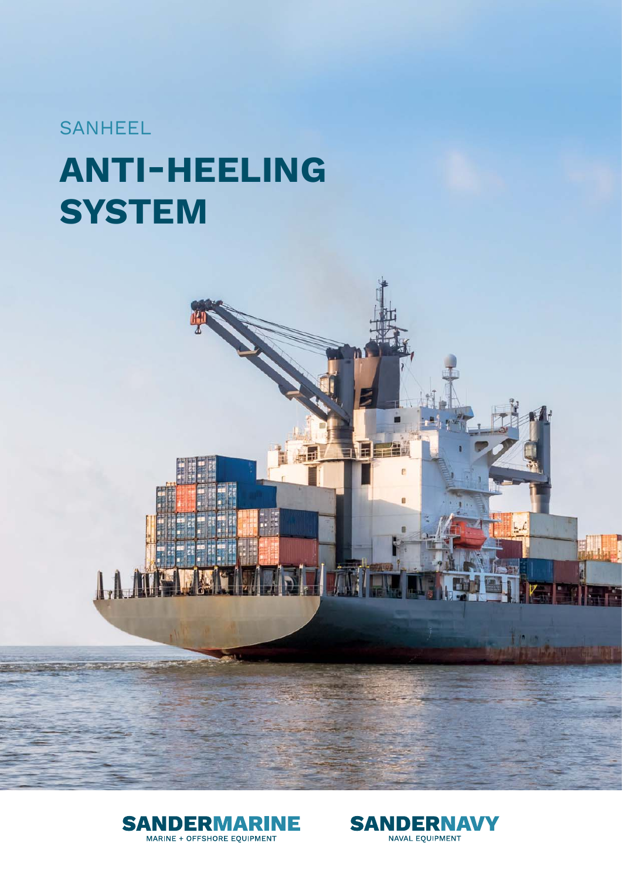SANHEEL

# ANTI-HEELING SYSTEM

**SANDERMARINE**
MARINE + OFFSHORE EQUIPMENT

**SANDERNAVY**
NAVAL EQUIPMENT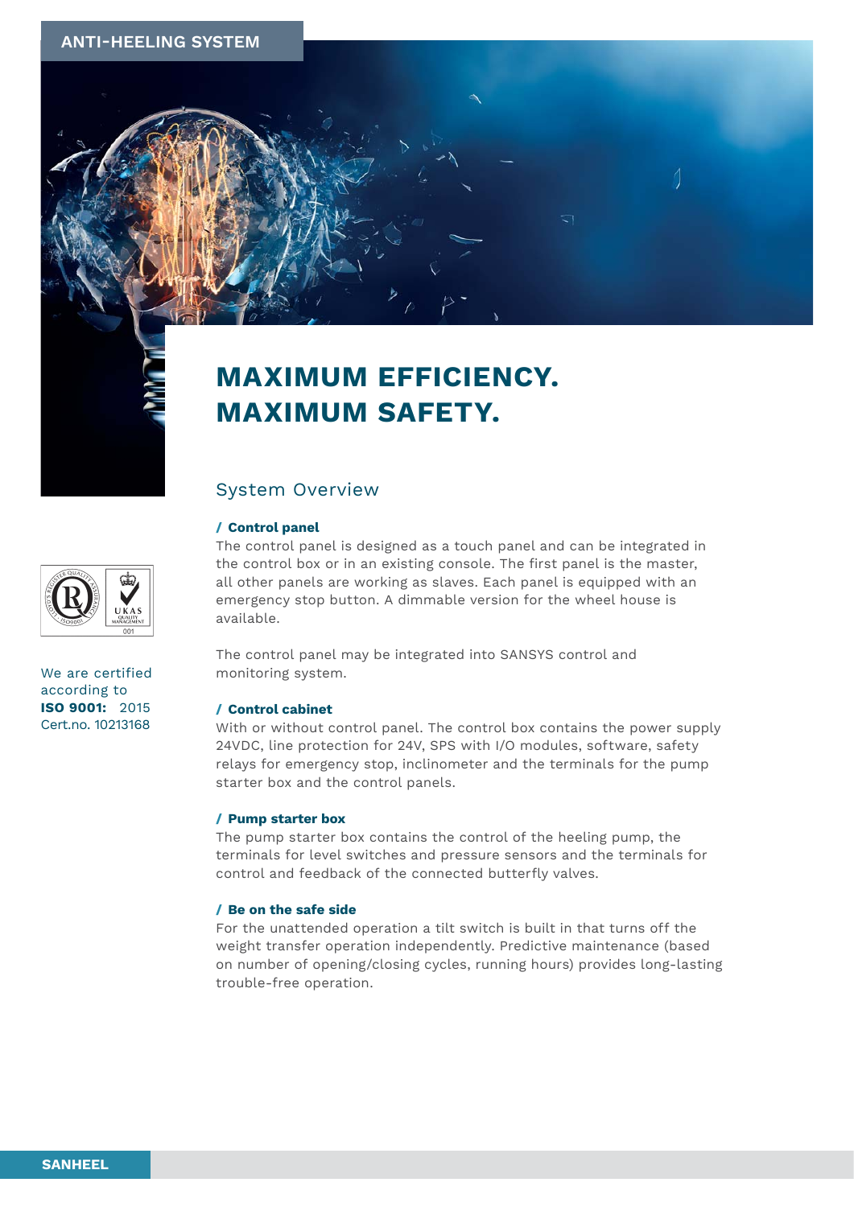ANTI-HEELING SYSTEM

# MAXIMUM EFFICIENCY. MAXIMUM SAFETY.

We are certified according to **ISO 9001:** 2015 Cert.no. 10213168

## System Overview

### / Control panel

The control panel is designed as a touch panel and can be integrated in the control box or in an existing console. The first panel is the master, all other panels are working as slaves. Each panel is equipped with an emergency stop button. A dimmable version for the wheel house is available.

The control panel may be integrated into SANSYS control and monitoring system.

### / Control cabinet

With or without control panel. The control box contains the power supply 24VDC, line protection for 24V, SPS with I/O modules, software, safety relays for emergency stop, inclinometer and the terminals for the pump starter box and the control panels.

### / Pump starter box

The pump starter box contains the control of the heeling pump, the terminals for level switches and pressure sensors and the terminals for control and feedback of the connected butterfly valves.

### / Be on the safe side

For the unattended operation a tilt switch is built in that turns off the weight transfer operation independently. Predictive maintenance (based on number of opening/closing cycles, running hours) provides long-lasting trouble-free operation.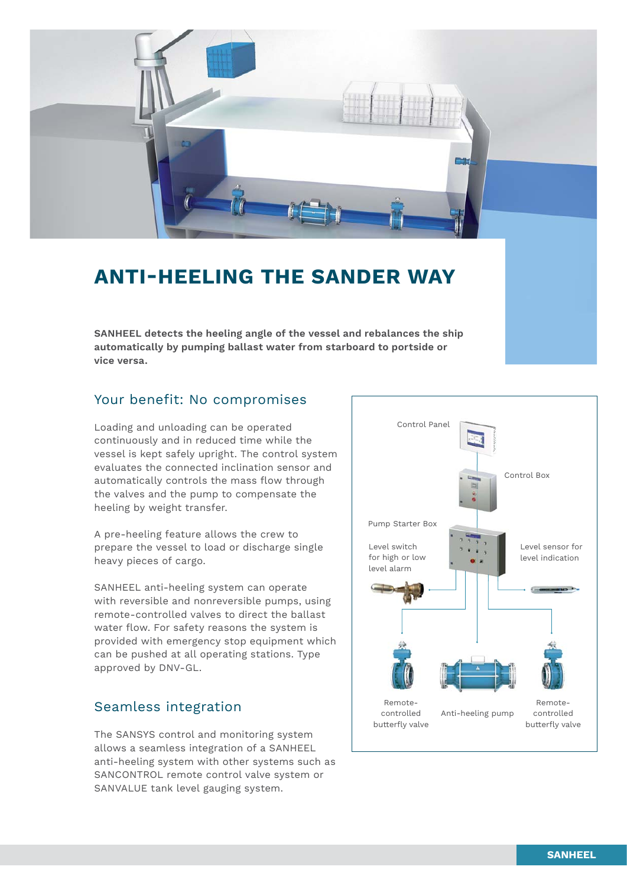# ANTI-HEELING THE SANDER WAY

**SANHEEL detects the heeling angle of the vessel and rebalances the ship automatically by pumping ballast water from starboard to portside or vice versa.**

## Your benefit: No compromises

Loading and unloading can be operated continuously and in reduced time while the vessel is kept safely upright. The control system evaluates the connected inclination sensor and automatically controls the mass flow through the valves and the pump to compensate the heeling by weight transfer.

A pre-heeling feature allows the crew to prepare the vessel to load or discharge single heavy pieces of cargo.

SANHEEL anti-heeling system can operate with reversible and nonreversible pumps, using remote-controlled valves to direct the ballast water flow. For safety reasons the system is provided with emergency stop equipment which can be pushed at all operating stations. Type approved by DNV-GL.

## Seamless integration

The SANSYS control and monitoring system allows a seamless integration of a SANHEEL anti-heeling system with other systems such as SANCONTROL remote control valve system or SANVALUE tank level gauging system.

Control Panel

Control Box

Pump Starter Box

Level switch for high or low level alarm

Level sensor for level indication

Remote-controlled butterfly valve

Anti-heeling pump

Remote-controlled butterfly valve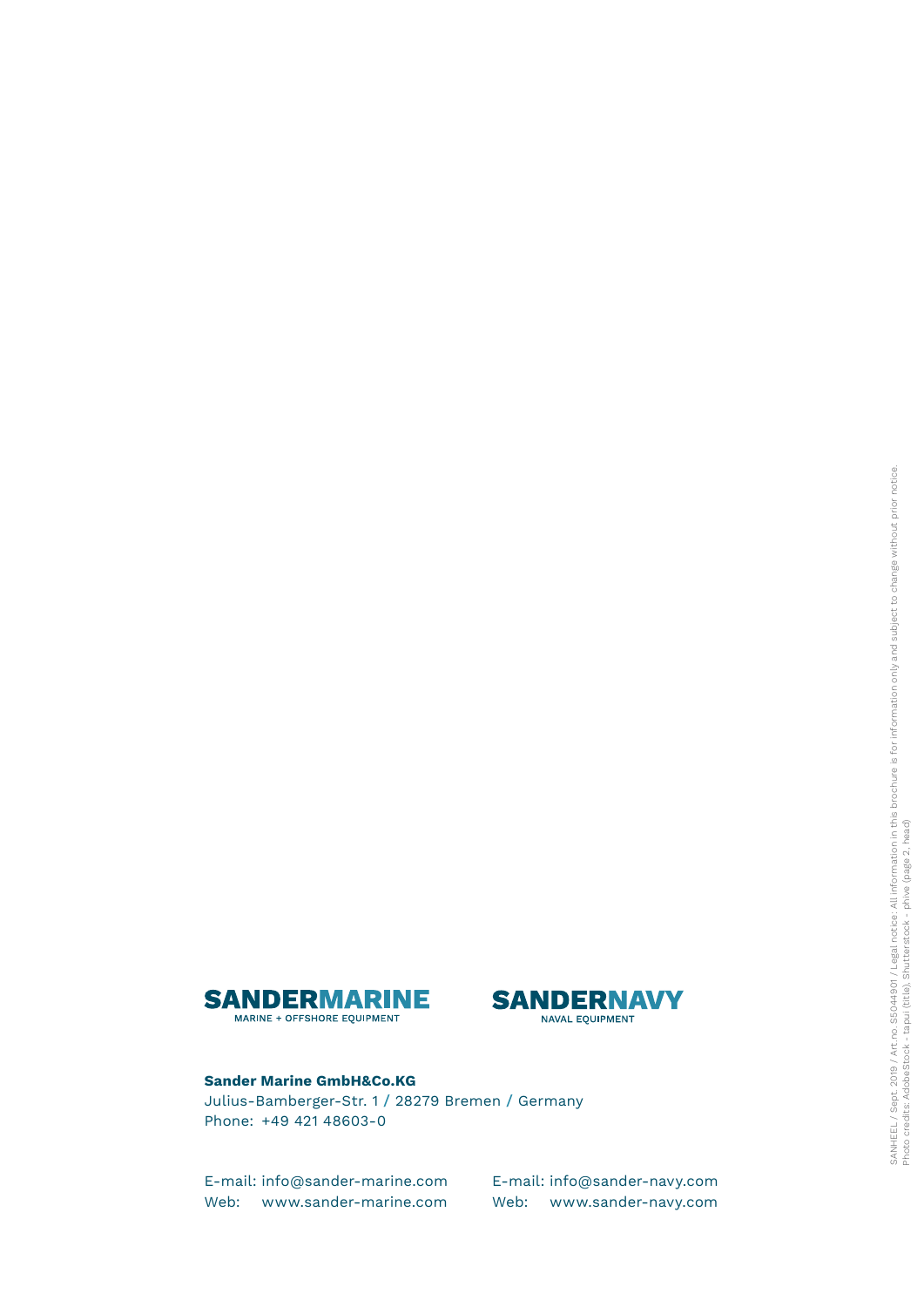**SANDERMARINE**
MARINE + OFFSHORE EQUIPMENT

**SANDERNAVY**
NAVAL EQUIPMENT

**Sander Marine GmbH&Co.KG**
Julius-Bamberger-Str. 1 / 28279 Bremen / Germany
Phone: +49 421 48603-0

E-mail: info@sander-marine.com
Web: www.sander-marine.com

E-mail: info@sander-navy.com
Web: www.sander-navy.com

SANHEEL / Sept. 2019 / Art.no. S5044901 / Legal notice: All information in this brochure is for information only and subject to change without prior notice.
Photo credits: AdobeStock - tapui (title), Shutterstock - phive (page 2, head)